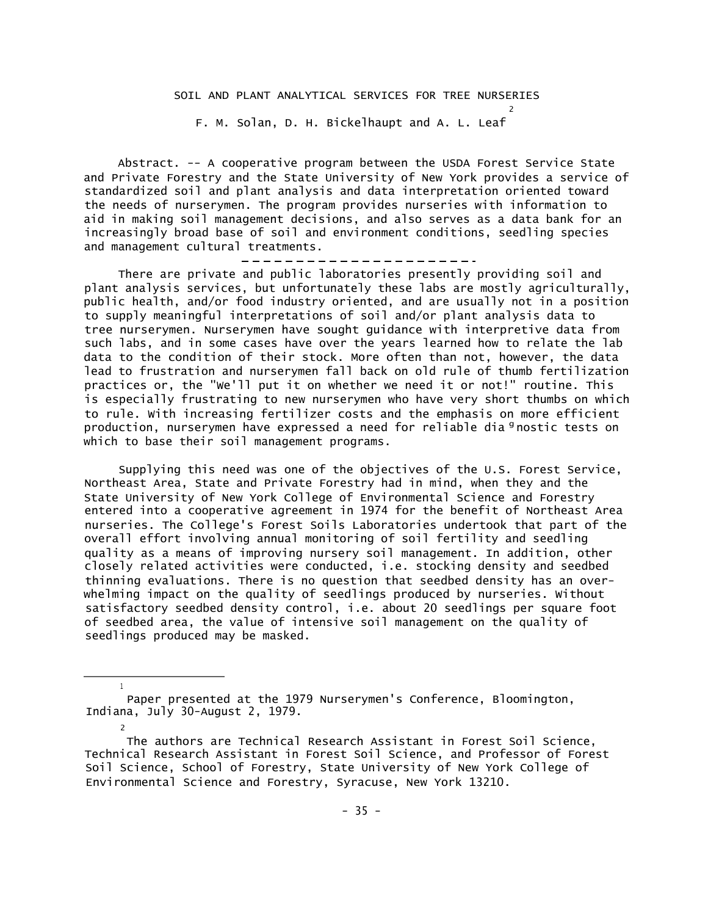# SOIL AND PLANT ANALYTICAL SERVICES FOR TREE NURSERIES

F. M. Solan, D. H. Bickelhaupt and A. L. Leaf[2]

Abstract. -- A cooperative program between the USDA Forest Service State and Private Forestry and the State University of New York provides a service of standardized soil and plant analysis and data interpretation oriented toward the needs of nurserymen. The program provides nurseries with information to aid in making soil management decisions, and also serves as a data bank for an increasingly broad base of soil and environment conditions, seedling species and management cultural treatments.

---

There are private and public laboratories presently providing soil and plant analysis services, but unfortunately these labs are mostly agriculturally, public health, and/or food industry oriented, and are usually not in a position to supply meaningful interpretations of soil and/or plant analysis data to tree nurserymen. Nurserymen have sought guidance with interpretive data from such labs, and in some cases have over the years learned how to relate the lab data to the condition of their stock. More often than not, however, the data lead to frustration and nurserymen fall back on old rule of thumb fertilization practices or, the "We'll put it on whether we need it or not!" routine. This is especially frustrating to new nurserymen who have very short thumbs on which to rule. With increasing fertilizer costs and the emphasis on more efficient production, nurserymen have expressed a need for reliable diagnostic tests on which to base their soil management programs.

Supplying this need was one of the objectives of the U.S. Forest Service, Northeast Area, State and Private Forestry had in mind, when they and the State University of New York College of Environmental Science and Forestry entered into a cooperative agreement in 1974 for the benefit of Northeast Area nurseries. The College's Forest Soils Laboratories undertook that part of the overall effort involving annual monitoring of soil fertility and seedling quality as a means of improving nursery soil management. In addition, other closely related activities were conducted, i.e. stocking density and seedbed thinning evaluations. There is no question that seedbed density has an overwhelming impact on the quality of seedlings produced by nurseries. Without satisfactory seedbed density control, i.e. about 20 seedlings per square foot of seedbed area, the value of intensive soil management on the quality of seedlings produced may be masked.

---

[1] Paper presented at the 1979 Nurserymen's Conference, Bloomington, Indiana, July 30-August 2, 1979.

[2] The authors are Technical Research Assistant in Forest Soil Science, Technical Research Assistant in Forest Soil Science, and Professor of Forest Soil Science, School of Forestry, State University of New York College of Environmental Science and Forestry, Syracuse, New York 13210.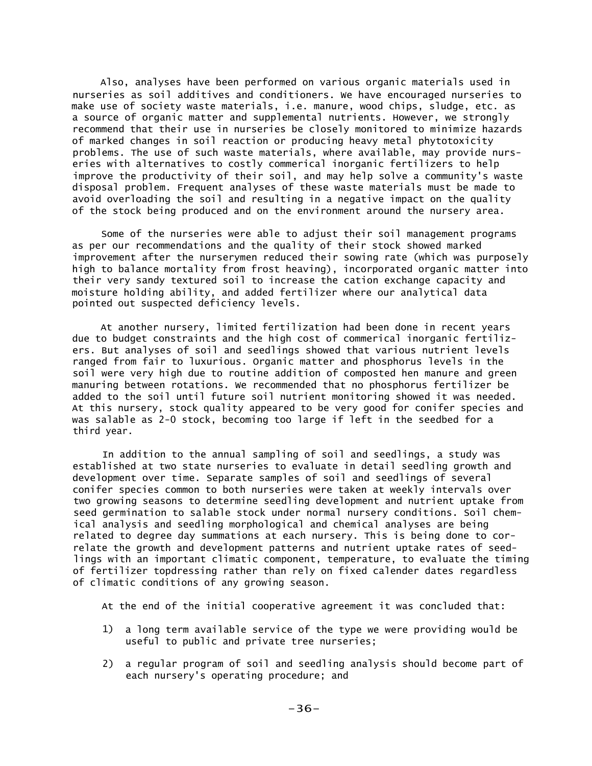Also, analyses have been performed on various organic materials used in nurseries as soil additives and conditioners. We have encouraged nurseries to make use of society waste materials, i.e. manure, wood chips, sludge, etc. as a source of organic matter and supplemental nutrients. However, we strongly recommend that their use in nurseries be closely monitored to minimize hazards of marked changes in soil reaction or producing heavy metal phytotoxicity problems. The use of such waste materials, where available, may provide nurseries with alternatives to costly commerical inorganic fertilizers to help improve the productivity of their soil, and may help solve a community's waste disposal problem. Frequent analyses of these waste materials must be made to avoid overloading the soil and resulting in a negative impact on the quality of the stock being produced and on the environment around the nursery area.

Some of the nurseries were able to adjust their soil management programs as per our recommendations and the quality of their stock showed marked improvement after the nurserymen reduced their sowing rate (which was purposely high to balance mortality from frost heaving), incorporated organic matter into their very sandy textured soil to increase the cation exchange capacity and moisture holding ability, and added fertilizer where our analytical data pointed out suspected deficiency levels.

At another nursery, limited fertilization had been done in recent years due to budget constraints and the high cost of commerical inorganic fertilizers. But analyses of soil and seedlings showed that various nutrient levels ranged from fair to luxurious. Organic matter and phosphorus levels in the soil were very high due to routine addition of composted hen manure and green manuring between rotations. We recommended that no phosphorus fertilizer be added to the soil until future soil nutrient monitoring showed it was needed. At this nursery, stock quality appeared to be very good for conifer species and was salable as 2-0 stock, becoming too large if left in the seedbed for a third year.

In addition to the annual sampling of soil and seedlings, a study was established at two state nurseries to evaluate in detail seedling growth and development over time. Separate samples of soil and seedlings of several conifer species common to both nurseries were taken at weekly intervals over two growing seasons to determine seedling development and nutrient uptake from seed germination to salable stock under normal nursery conditions. Soil chemical analysis and seedling morphological and chemical analyses are being related to degree day summations at each nursery. This is being done to correlate the growth and development patterns and nutrient uptake rates of seedlings with an important climatic component, temperature, to evaluate the timing of fertilizer topdressing rather than rely on fixed calender dates regardless of climatic conditions of any growing season.

At the end of the initial cooperative agreement it was concluded that:

1) a long term available service of the type we were providing would be useful to public and private tree nurseries;

2) a regular program of soil and seedling analysis should become part of each nursery's operating procedure; and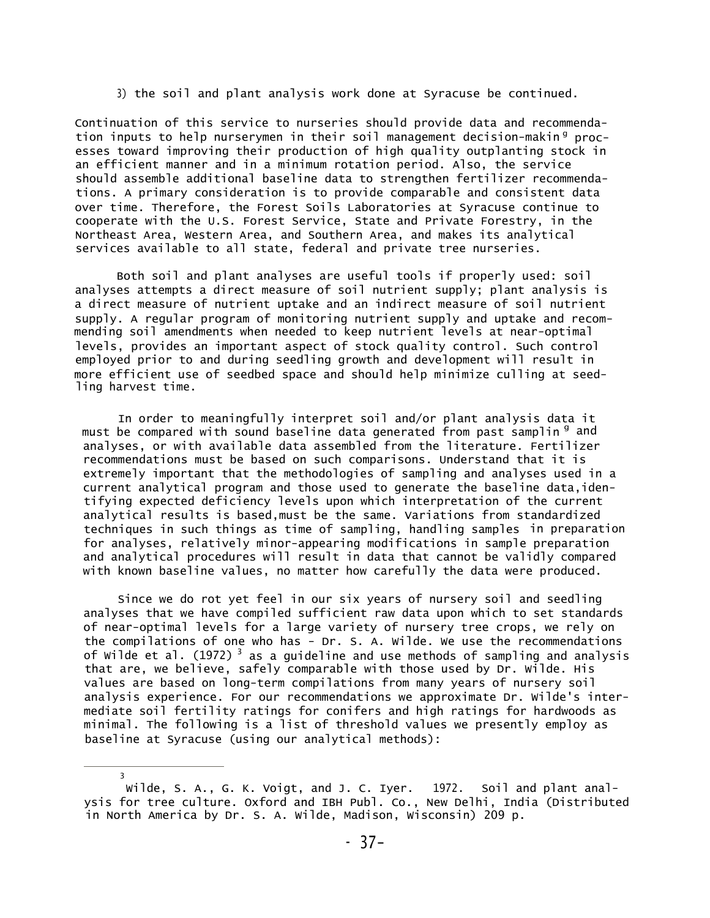3) the soil and plant analysis work done at Syracuse be continued.

Continuation of this service to nurseries should provide data and recommendation inputs to help nurserymen in their soil management decision-making processes toward improving their production of high quality outplanting stock in an efficient manner and in a minimum rotation period. Also, the service should assemble additional baseline data to strengthen fertilizer recommendations. A primary consideration is to provide comparable and consistent data over time. Therefore, the Forest Soils Laboratories at Syracuse continue to cooperate with the U.S. Forest Service, State and Private Forestry, in the Northeast Area, Western Area, and Southern Area, and makes its analytical services available to all state, federal and private tree nurseries.

Both soil and plant analyses are useful tools if properly used: soil analyses attempts a direct measure of soil nutrient supply; plant analysis is a direct measure of nutrient uptake and an indirect measure of soil nutrient supply. A regular program of monitoring nutrient supply and uptake and recommending soil amendments when needed to keep nutrient levels at near-optimal levels, provides an important aspect of stock quality control. Such control employed prior to and during seedling growth and development will result in more efficient use of seedbed space and should help minimize culling at seedling harvest time.

In order to meaningfully interpret soil and/or plant analysis data it must be compared with sound baseline data generated from past sampling and analyses, or with available data assembled from the literature. Fertilizer recommendations must be based on such comparisons. Understand that it is extremely important that the methodologies of sampling and analyses used in a current analytical program and those used to generate the baseline data, identifying expected deficiency levels upon which interpretation of the current analytical results is based, must be the same. Variations from standardized techniques in such things as time of sampling, handling samples in preparation for analyses, relatively minor-appearing modifications in sample preparation and analytical procedures will result in data that cannot be validly compared with known baseline values, no matter how carefully the data were produced.

Since we do rot yet feel in our six years of nursery soil and seedling analyses that we have compiled sufficient raw data upon which to set standards of near-optimal levels for a large variety of nursery tree crops, we rely on the compilations of one who has - Dr. S. A. Wilde. We use the recommendations of Wilde et al. (1972) [3] as a guideline and use methods of sampling and analysis that are, we believe, safely comparable with those used by Dr. Wilde. His values are based on long-term compilations from many years of nursery soil analysis experience. For our recommendations we approximate Dr. Wilde's intermediate soil fertility ratings for conifers and high ratings for hardwoods as minimal. The following is a list of threshold values we presently employ as baseline at Syracuse (using our analytical methods):

---

[3] Wilde, S. A., G. K. Voigt, and J. C. Iyer. 1972. Soil and plant analysis for tree culture. Oxford and IBH Publ. Co., New Delhi, India (Distributed in North America by Dr. S. A. Wilde, Madison, Wisconsin) 209 p.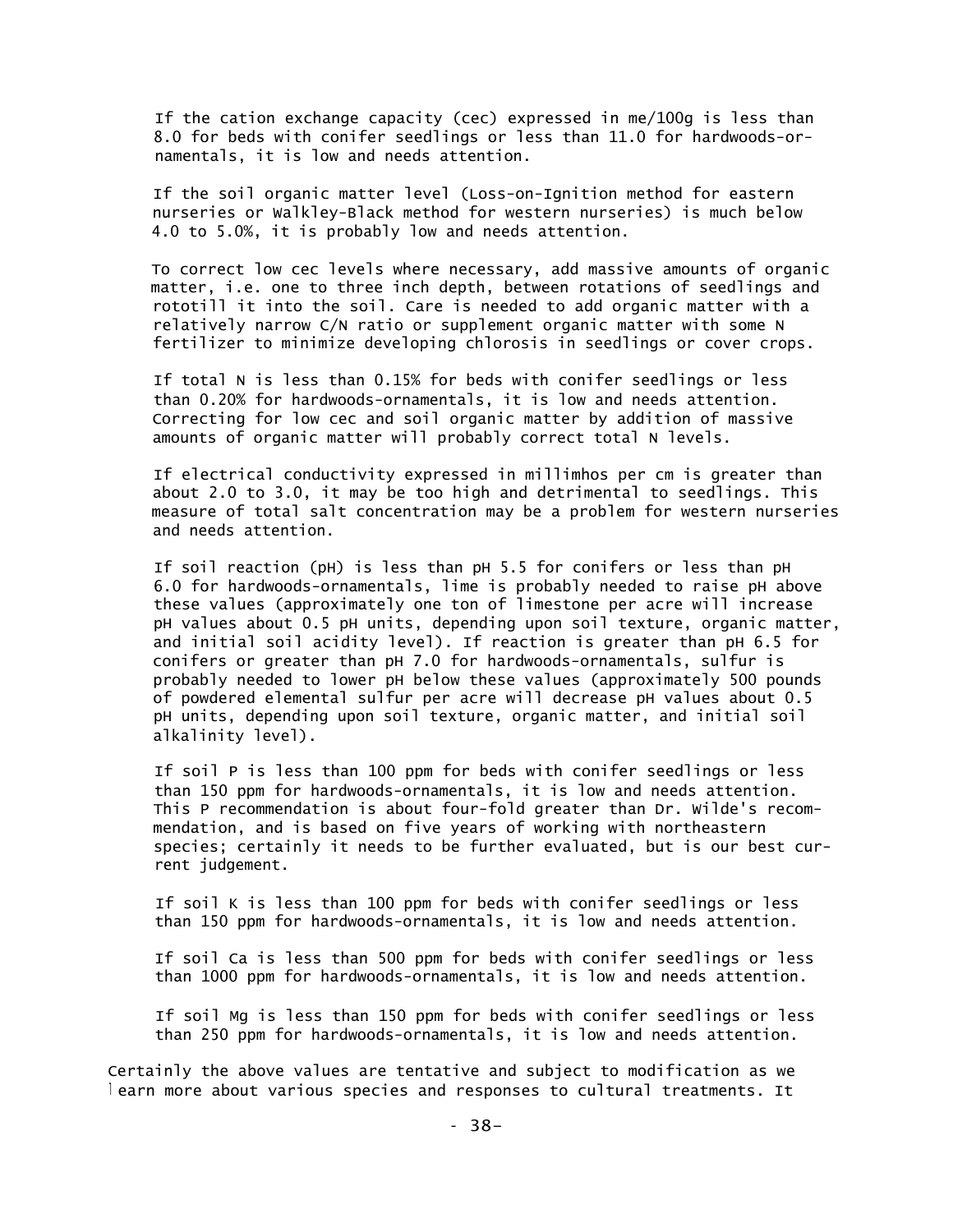If the cation exchange capacity (cec) expressed in me/100g is less than 8.0 for beds with conifer seedlings or less than 11.0 for hardwoods-ornamentals, it is low and needs attention.

If the soil organic matter level (Loss-on-Ignition method for eastern nurseries or Walkley-Black method for western nurseries) is much below 4.0 to 5.0%, it is probably low and needs attention.

To correct low cec levels where necessary, add massive amounts of organic matter, i.e. one to three inch depth, between rotations of seedlings and rototill it into the soil. Care is needed to add organic matter with a relatively narrow C/N ratio or supplement organic matter with some N fertilizer to minimize developing chlorosis in seedlings or cover crops.

If total N is less than 0.15% for beds with conifer seedlings or less than 0.20% for hardwoods-ornamentals, it is low and needs attention. Correcting for low cec and soil organic matter by addition of massive amounts of organic matter will probably correct total N levels.

If electrical conductivity expressed in millimhos per cm is greater than about 2.0 to 3.0, it may be too high and detrimental to seedlings. This measure of total salt concentration may be a problem for western nurseries and needs attention.

If soil reaction (pH) is less than pH 5.5 for conifers or less than pH 6.0 for hardwoods-ornamentals, lime is probably needed to raise pH above these values (approximately one ton of limestone per acre will increase pH values about 0.5 pH units, depending upon soil texture, organic matter, and initial soil acidity level). If reaction is greater than pH 6.5 for conifers or greater than pH 7.0 for hardwoods-ornamentals, sulfur is probably needed to lower pH below these values (approximately 500 pounds of powdered elemental sulfur per acre will decrease pH values about 0.5 pH units, depending upon soil texture, organic matter, and initial soil alkalinity level).

If soil P is less than 100 ppm for beds with conifer seedlings or less than 150 ppm for hardwoods-ornamentals, it is low and needs attention. This P recommendation is about four-fold greater than Dr. Wilde's recommendation, and is based on five years of working with northeastern species; certainly it needs to be further evaluated, but is our best current judgement.

If soil K is less than 100 ppm for beds with conifer seedlings or less than 150 ppm for hardwoods-ornamentals, it is low and needs attention.

If soil Ca is less than 500 ppm for beds with conifer seedlings or less than 1000 ppm for hardwoods-ornamentals, it is low and needs attention.

If soil Mg is less than 150 ppm for beds with conifer seedlings or less than 250 ppm for hardwoods-ornamentals, it is low and needs attention.

Certainly the above values are tentative and subject to modification as we learn more about various species and responses to cultural treatments. It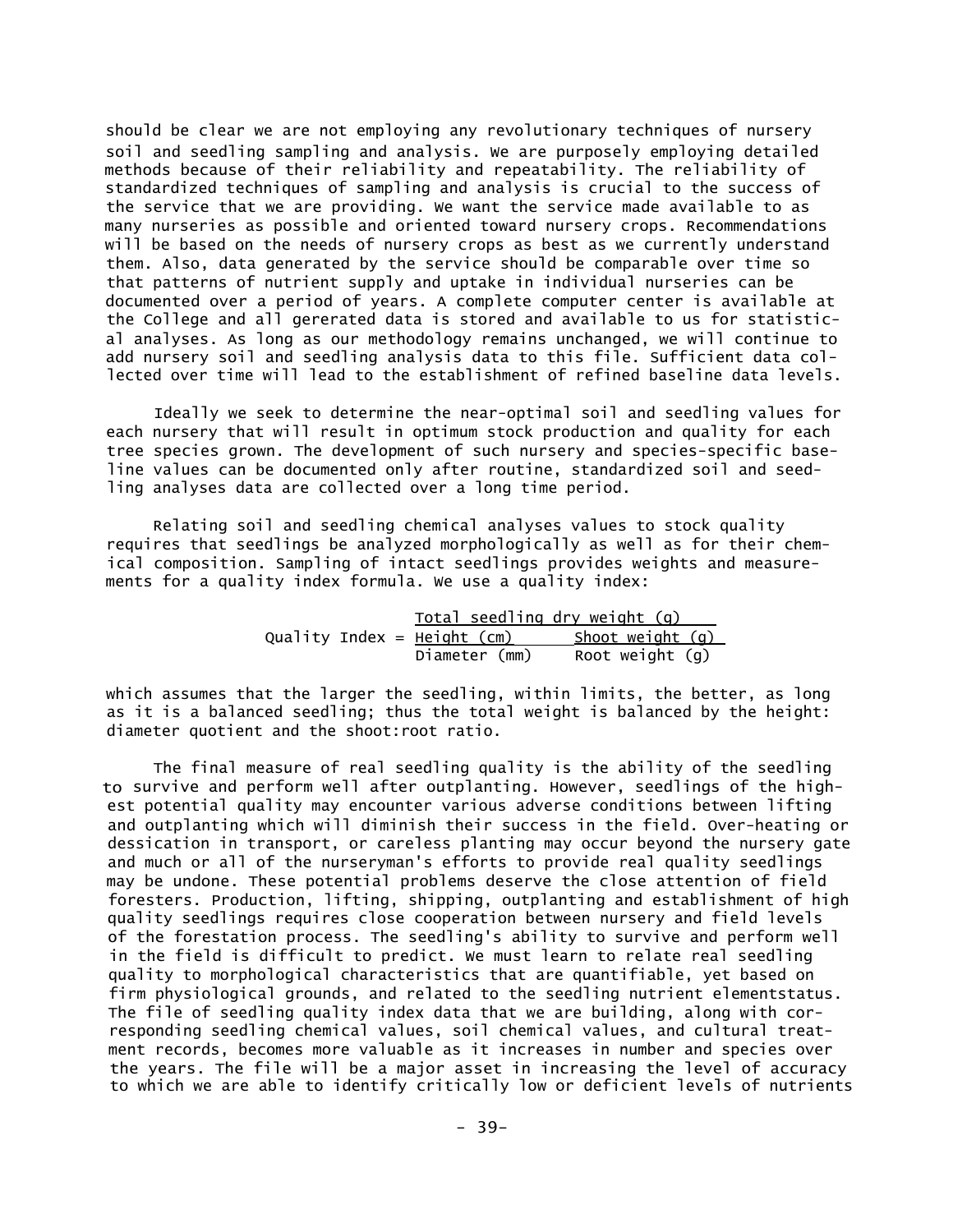should be clear we are not employing any revolutionary techniques of nursery soil and seedling sampling and analysis. We are purposely employing detailed methods because of their reliability and repeatability. The reliability of standardized techniques of sampling and analysis is crucial to the success of the service that we are providing. We want the service made available to as many nurseries as possible and oriented toward nursery crops. Recommendations will be based on the needs of nursery crops as best as we currently understand them. Also, data generated by the service should be comparable over time so that patterns of nutrient supply and uptake in individual nurseries can be documented over a period of years. A complete computer center is available at the College and all gererated data is stored and available to us for statistical analyses. As long as our methodology remains unchanged, we will continue to add nursery soil and seedling analysis data to this file. Sufficient data collected over time will lead to the establishment of refined baseline data levels.

Ideally we seek to determine the near-optimal soil and seedling values for each nursery that will result in optimum stock production and quality for each tree species grown. The development of such nursery and species-specific baseline values can be documented only after routine, standardized soil and seedling analyses data are collected over a long time period.

Relating soil and seedling chemical analyses values to stock quality requires that seedlings be analyzed morphologically as well as for their chemical composition. Sampling of intact seedlings provides weights and measurements for a quality index formula. We use a quality index:

$$\text{Quality Index} = \frac{\text{Total seedling dry weight (g)}}{\dfrac{\text{Height (cm)}}{\text{Diameter (mm)}} + \dfrac{\text{Shoot weight (g)}}{\text{Root weight (g)}}}$$

which assumes that the larger the seedling, within limits, the better, as long as it is a balanced seedling; thus the total weight is balanced by the height: diameter quotient and the shoot:root ratio.

The final measure of real seedling quality is the ability of the seedling to survive and perform well after outplanting. However, seedlings of the highest potential quality may encounter various adverse conditions between lifting and outplanting which will diminish their success in the field. Over-heating or dessication in transport, or careless planting may occur beyond the nursery gate and much or all of the nurseryman's efforts to provide real quality seedlings may be undone. These potential problems deserve the close attention of field foresters. Production, lifting, shipping, outplanting and establishment of high quality seedlings requires close cooperation between nursery and field levels of the forestation process. The seedling's ability to survive and perform well in the field is difficult to predict. We must learn to relate real seedling quality to morphological characteristics that are quantifiable, yet based on firm physiological grounds, and related to the seedling nutrient elementstatus. The file of seedling quality index data that we are building, along with corresponding seedling chemical values, soil chemical values, and cultural treatment records, becomes more valuable as it increases in number and species over the years. The file will be a major asset in increasing the level of accuracy to which we are able to identify critically low or deficient levels of nutrients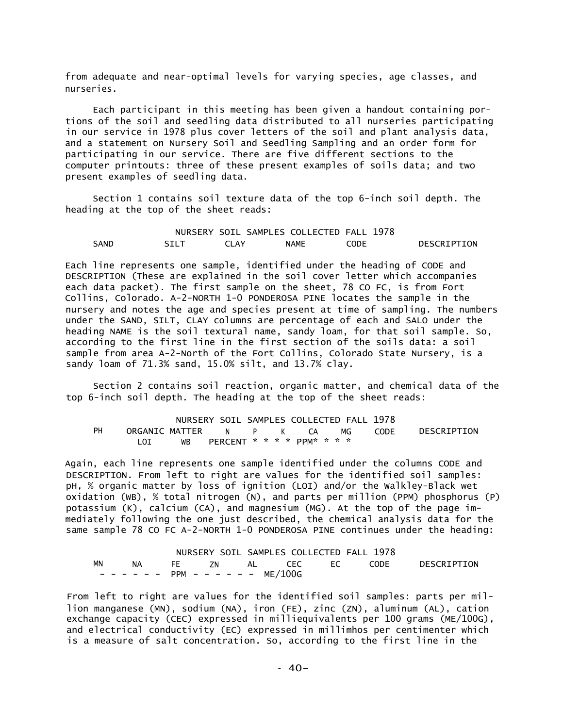from adequate and near-optimal levels for varying species, age classes, and nurseries.

Each participant in this meeting has been given a handout containing portions of the soil and seedling data distributed to all nurseries participating in our service in 1978 plus cover letters of the soil and plant analysis data, and a statement on Nursery Soil and Seedling Sampling and an order form for participating in our service. There are five different sections to the computer printouts: three of these present examples of soils data; and two present examples of seedling data.

Section 1 contains soil texture data of the top 6-inch soil depth. The heading at the top of the sheet reads:

```
                    NURSERY SOIL SAMPLES COLLECTED FALL 1978
    SAND         SILT         CLAY         NAME         CODE         DESCRIPTION
```

Each line represents one sample, identified under the heading of CODE and DESCRIPTION (These are explained in the soil cover letter which accompanies each data packet). The first sample on the sheet, 78 CO FC, is from Fort Collins, Colorado. A-2-NORTH 1-0 PONDEROSA PINE locates the sample in the nursery and notes the age and species present at time of sampling. The numbers under the SAND, SILT, CLAY columns are percentage of each and SALO under the heading NAME is the soil textural name, sandy loam, for that soil sample. So, according to the first line in the first section of the soils data: a soil sample from area A-2-North of the Fort Collins, Colorado State Nursery, is a sandy loam of 71.3% sand, 15.0% silt, and 13.7% clay.

Section 2 contains soil reaction, organic matter, and chemical data of the top 6-inch soil depth. The heading at the top of the sheet reads:

```
                    NURSERY SOIL SAMPLES COLLECTED FALL 1978
    PH     ORGANIC MATTER    N    P    K    CA    MG    CODE    DESCRIPTION
              LOI      WB    PERCENT * * * * PPM* * * *
```

Again, each line represents one sample identified under the columns CODE and DESCRIPTION. From left to right are values for the identified soil samples: pH, % organic matter by loss of ignition (LOI) and/or the Walkley-Black wet oxidation (WB), % total nitrogen (N), and parts per million (PPM) phosphorus (P) potassium (K), calcium (CA), and magnesium (MG). At the top of the page immediately following the one just described, the chemical analysis data for the same sample 78 CO FC A-2-NORTH 1-0 PONDEROSA PINE continues under the heading:

```
                    NURSERY SOIL SAMPLES COLLECTED FALL 1978
    MN      NA      FE      ZN      AL      CEC      EC      CODE      DESCRIPTION
      - - - - - -  PPM  - - - - - -  ME/100G
```

From left to right are values for the identified soil samples: parts per million manganese (MN), sodium (NA), iron (FE), zinc (ZN), aluminum (AL), cation exchange capacity (CEC) expressed in milliequivalents per 100 grams (ME/100G), and electrical conductivity (EC) expressed in millimhos per centimenter which is a measure of salt concentration. So, according to the first line in the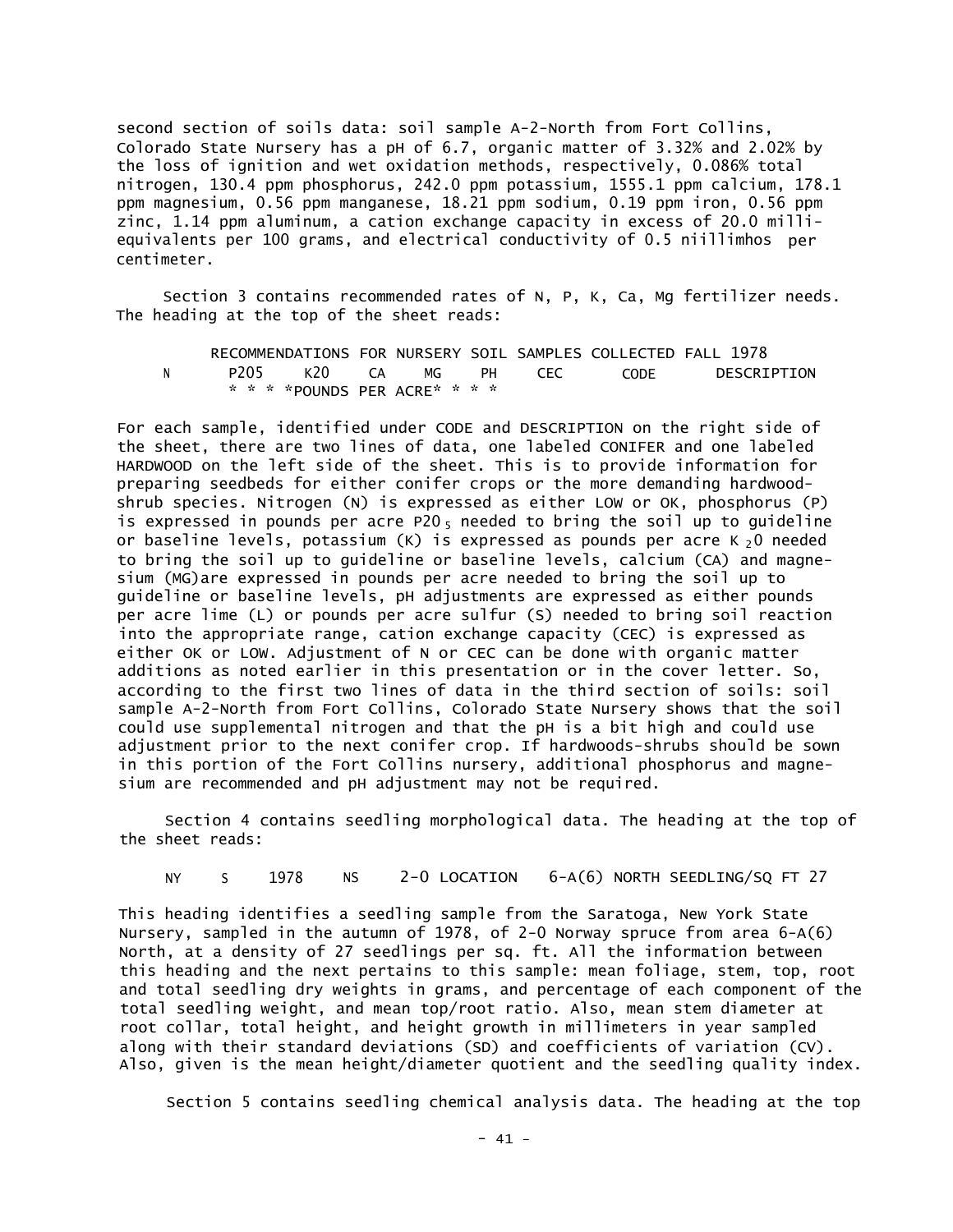second section of soils data: soil sample A-2-North from Fort Collins, Colorado State Nursery has a pH of 6.7, organic matter of 3.32% and 2.02% by the loss of ignition and wet oxidation methods, respectively, 0.086% total nitrogen, 130.4 ppm phosphorus, 242.0 ppm potassium, 1555.1 ppm calcium, 178.1 ppm magnesium, 0.56 ppm manganese, 18.21 ppm sodium, 0.19 ppm iron, 0.56 ppm zinc, 1.14 ppm aluminum, a cation exchange capacity in excess of 20.0 milli-equivalents per 100 grams, and electrical conductivity of 0.5 niillimhos per centimeter.

Section 3 contains recommended rates of N, P, K, Ca, Mg fertilizer needs. The heading at the top of the sheet reads:

```
        RECOMMENDATIONS FOR NURSERY SOIL SAMPLES COLLECTED FALL 1978
N       P205    K20    CA    MG    PH    CEC       CODE       DESCRIPTION
        * * * *POUNDS PER ACRE* * * *
```

For each sample, identified under CODE and DESCRIPTION on the right side of the sheet, there are two lines of data, one labeled CONIFER and one labeled HARDWOOD on the left side of the sheet. This is to provide information for preparing seedbeds for either conifer crops or the more demanding hardwood-shrub species. Nitrogen (N) is expressed as either LOW or OK, phosphorus (P) is expressed in pounds per acre $P_2O_5$ needed to bring the soil up to guideline or baseline levels, potassium (K) is expressed as pounds per acre $K_2O$ needed to bring the soil up to guideline or baseline levels, calcium (CA) and magnesium (MG)are expressed in pounds per acre needed to bring the soil up to guideline or baseline levels, pH adjustments are expressed as either pounds per acre lime (L) or pounds per acre sulfur (S) needed to bring soil reaction into the appropriate range, cation exchange capacity (CEC) is expressed as either OK or LOW. Adjustment of N or CEC can be done with organic matter additions as noted earlier in this presentation or in the cover letter. So, according to the first two lines of data in the third section of soils: soil sample A-2-North from Fort Collins, Colorado State Nursery shows that the soil could use supplemental nitrogen and that the pH is a bit high and could use adjustment prior to the next conifer crop. If hardwoods-shrubs should be sown in this portion of the Fort Collins nursery, additional phosphorus and magnesium are recommended and pH adjustment may not be required.

Section 4 contains seedling morphological data. The heading at the top of the sheet reads:

```
NY    S    1978    NS    2-0 LOCATION    6-A(6) NORTH SEEDLING/SQ FT 27
```

This heading identifies a seedling sample from the Saratoga, New York State Nursery, sampled in the autumn of 1978, of 2-0 Norway spruce from area 6-A(6) North, at a density of 27 seedlings per sq. ft. All the information between this heading and the next pertains to this sample: mean foliage, stem, top, root and total seedling dry weights in grams, and percentage of each component of the total seedling weight, and mean top/root ratio. Also, mean stem diameter at root collar, total height, and height growth in millimeters in year sampled along with their standard deviations (SD) and coefficients of variation (CV). Also, given is the mean height/diameter quotient and the seedling quality index.

Section 5 contains seedling chemical analysis data. The heading at the top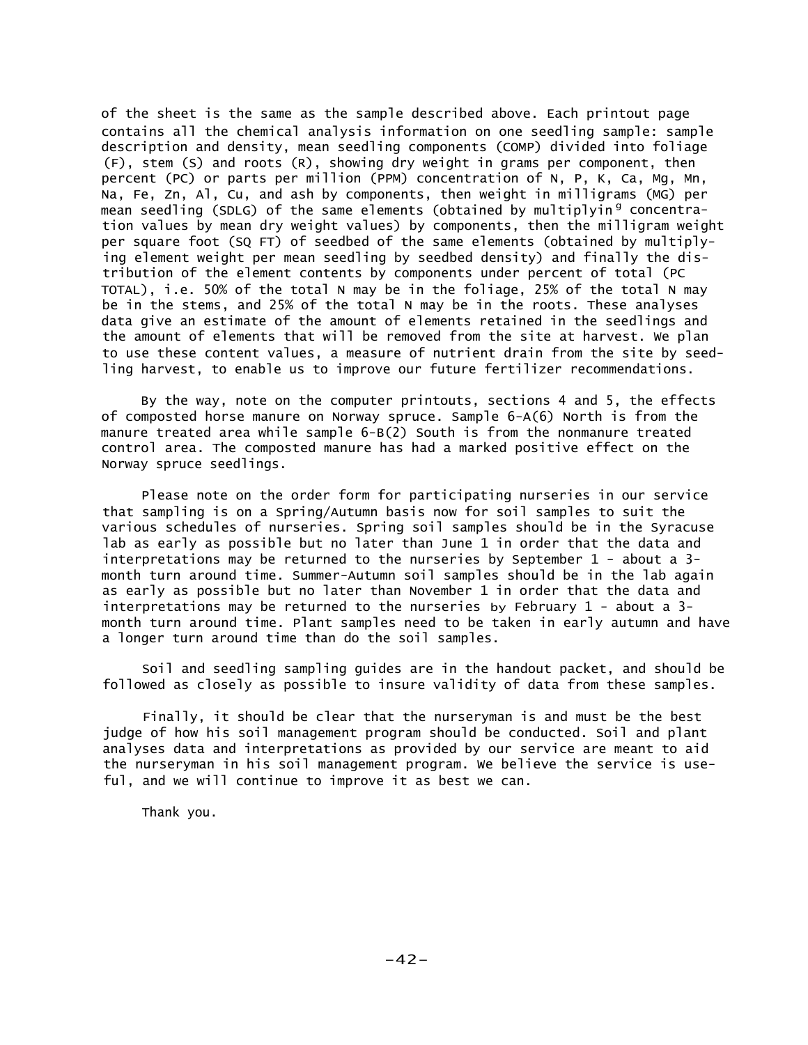of the sheet is the same as the sample described above. Each printout page contains all the chemical analysis information on one seedling sample: sample description and density, mean seedling components (COMP) divided into foliage (F), stem (S) and roots (R), showing dry weight in grams per component, then percent (PC) or parts per million (PPM) concentration of N, P, K, Ca, Mg, Mn, Na, Fe, Zn, Al, Cu, and ash by components, then weight in milligrams (MG) per mean seedling (SDLG) of the same elements (obtained by multiplying concentration values by mean dry weight values) by components, then the milligram weight per square foot (SQ FT) of seedbed of the same elements (obtained by multiplying element weight per mean seedling by seedbed density) and finally the distribution of the element contents by components under percent of total (PC TOTAL), i.e. 50% of the total N may be in the foliage, 25% of the total N may be in the stems, and 25% of the total N may be in the roots. These analyses data give an estimate of the amount of elements retained in the seedlings and the amount of elements that will be removed from the site at harvest. We plan to use these content values, a measure of nutrient drain from the site by seedling harvest, to enable us to improve our future fertilizer recommendations.

By the way, note on the computer printouts, sections 4 and 5, the effects of composted horse manure on Norway spruce. Sample 6-A(6) North is from the manure treated area while sample 6-B(2) South is from the nonmanure treated control area. The composted manure has had a marked positive effect on the Norway spruce seedlings.

Please note on the order form for participating nurseries in our service that sampling is on a Spring/Autumn basis now for soil samples to suit the various schedules of nurseries. Spring soil samples should be in the Syracuse lab as early as possible but no later than June 1 in order that the data and interpretations may be returned to the nurseries by September 1 - about a 3-month turn around time. Summer-Autumn soil samples should be in the lab again as early as possible but no later than November 1 in order that the data and interpretations may be returned to the nurseries by February 1 - about a 3-month turn around time. Plant samples need to be taken in early autumn and have a longer turn around time than do the soil samples.

Soil and seedling sampling guides are in the handout packet, and should be followed as closely as possible to insure validity of data from these samples.

Finally, it should be clear that the nurseryman is and must be the best judge of how his soil management program should be conducted. Soil and plant analyses data and interpretations as provided by our service are meant to aid the nurseryman in his soil management program. We believe the service is useful, and we will continue to improve it as best we can.

Thank you.